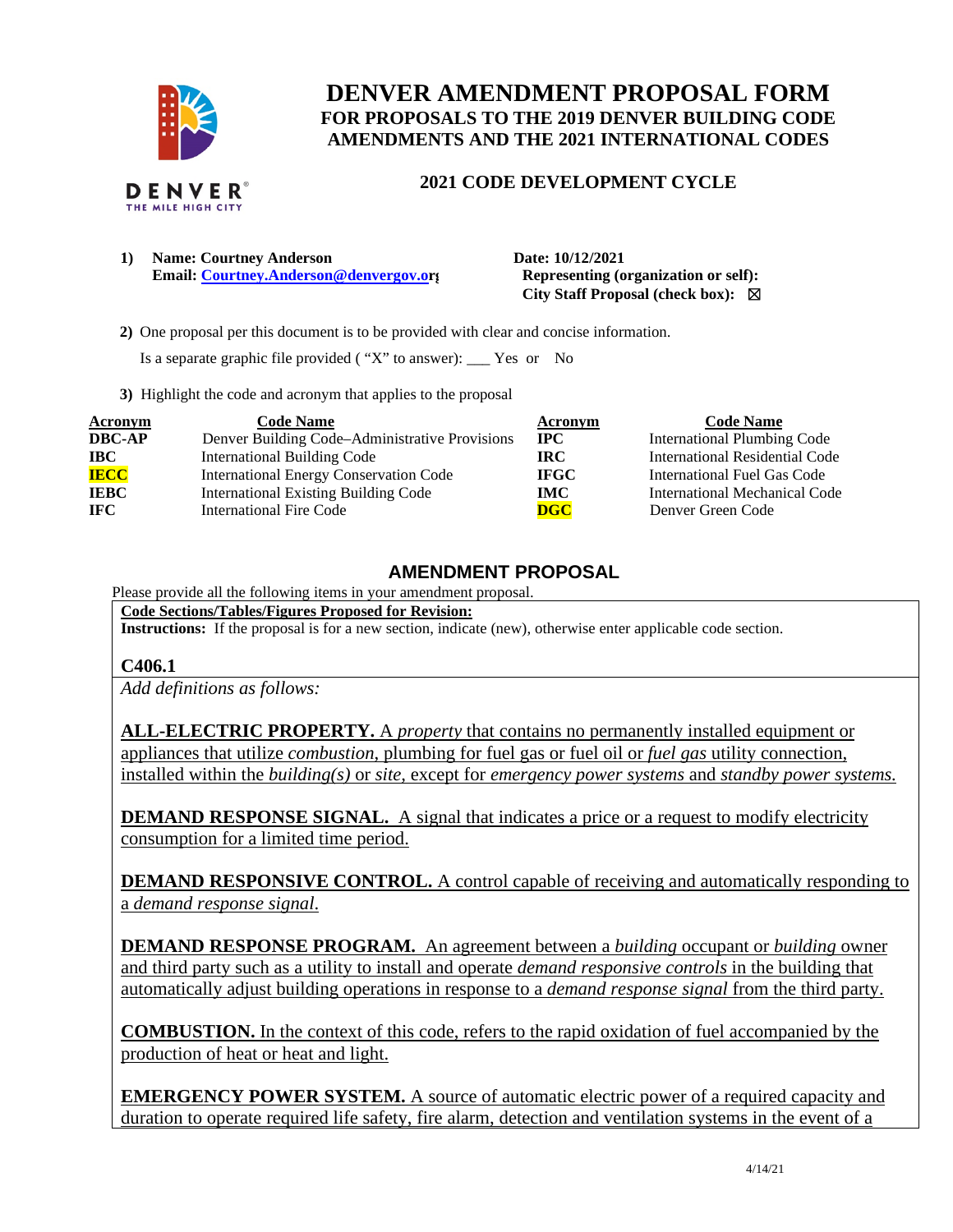# DENVER AMENDMENT PROPOSAL FORM

## FOR PROPOSALS TO THE 2019 DENVER BUILDING CODE AMENDMENTS AND THE 2021 INTERNATIONAL CODES

### 2021 CODE DEVELOPMENT CYCLE

**1) Name: Courtney Anderson**
**Email: Courtney.Anderson@denvergov.org**

**Date: 10/12/2021**
**Representing (organization or self):**
**City Staff Proposal (check box):** ☒

**2)** One proposal per this document is to be provided with clear and concise information.

Is a separate graphic file provided ( "X" to answer): ___ Yes or No

**3)** Highlight the code and acronym that applies to the proposal

| Acronym | Code Name | Acronym | Code Name |
|---|---|---|---|
| **DBC-AP** | Denver Building Code–Administrative Provisions | **IPC** | International Plumbing Code |
| **IBC** | International Building Code | **IRC** | International Residential Code |
| **IECC** | International Energy Conservation Code | **IFGC** | International Fuel Gas Code |
| **IEBC** | International Existing Building Code | **IMC** | International Mechanical Code |
| **IFC** | International Fire Code | **DGC** | Denver Green Code |

## AMENDMENT PROPOSAL

Please provide all the following items in your amendment proposal.

**Code Sections/Tables/Figures Proposed for Revision:**
**Instructions:** If the proposal is for a new section, indicate (new), otherwise enter applicable code section.

**C406.1**

*Add definitions as follows:*

**ALL-ELECTRIC PROPERTY.** A *property* that contains no permanently installed equipment or appliances that utilize *combustion*, plumbing for fuel gas or fuel oil or *fuel gas* utility connection, installed within the *building(s)* or *site*, except for *emergency power systems* and *standby power systems.*

**DEMAND RESPONSE SIGNAL.** A signal that indicates a price or a request to modify electricity consumption for a limited time period.

**DEMAND RESPONSIVE CONTROL.** A control capable of receiving and automatically responding to a *demand response signal.*

**DEMAND RESPONSE PROGRAM.** An agreement between a *building* occupant or *building* owner and third party such as a utility to install and operate *demand responsive controls* in the building that automatically adjust building operations in response to a *demand response signal* from the third party.

**COMBUSTION.** In the context of this code, refers to the rapid oxidation of fuel accompanied by the production of heat or heat and light.

**EMERGENCY POWER SYSTEM.** A source of automatic electric power of a required capacity and duration to operate required life safety, fire alarm, detection and ventilation systems in the event of a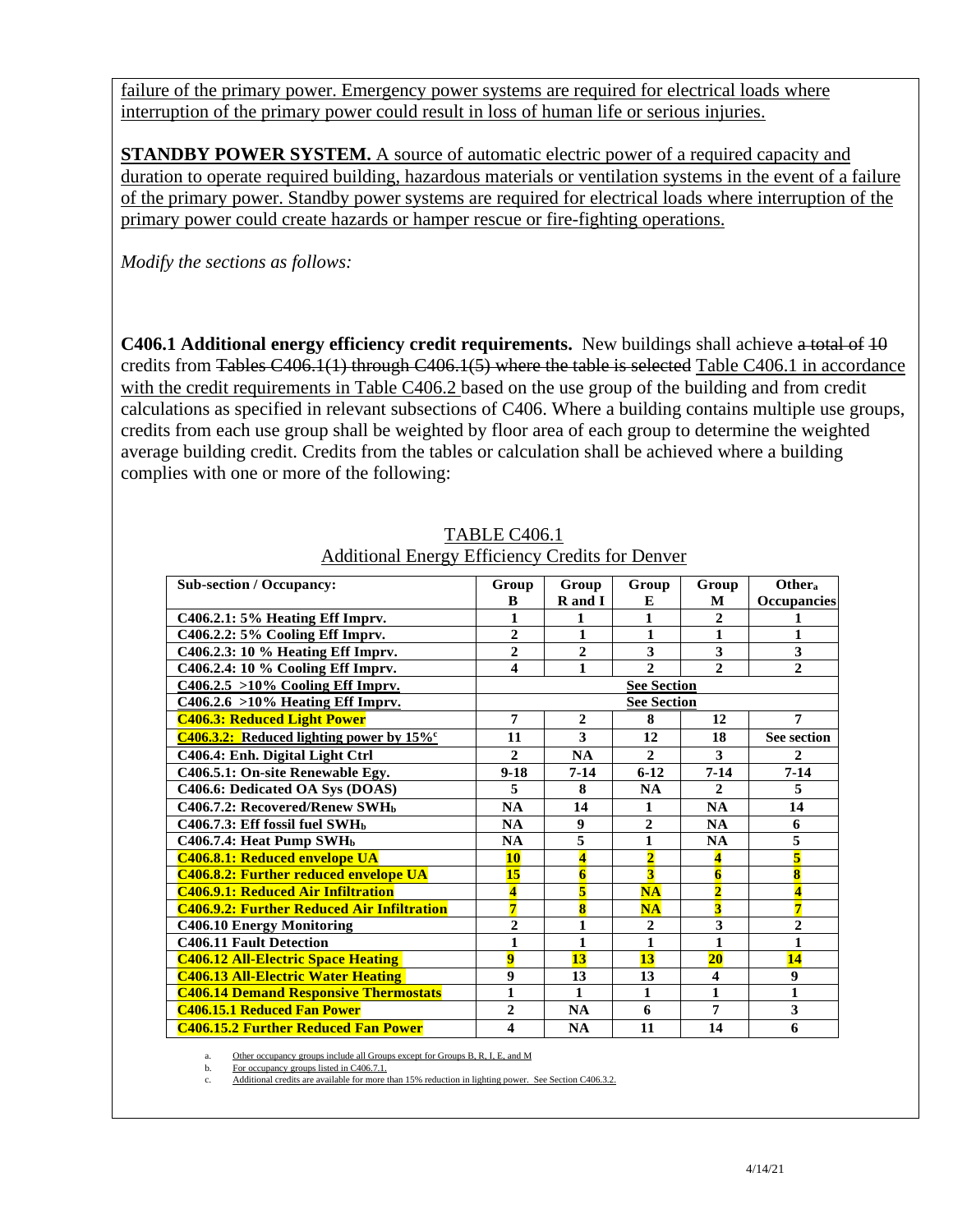failure of the primary power. Emergency power systems are required for electrical loads where interruption of the primary power could result in loss of human life or serious injuries.

**STANDBY POWER SYSTEM.** A source of automatic electric power of a required capacity and duration to operate required building, hazardous materials or ventilation systems in the event of a failure of the primary power. Standby power systems are required for electrical loads where interruption of the primary power could create hazards or hamper rescue or fire-fighting operations.

*Modify the sections as follows:*

**C406.1 Additional energy efficiency credit requirements.** New buildings shall achieve ~~a total of 10~~ credits from ~~Tables C406.1(1) through C406.1(5) where the table is selected~~ Table C406.1 in accordance with the credit requirements in Table C406.2 based on the use group of the building and from credit calculations as specified in relevant subsections of C406. Where a building contains multiple use groups, credits from each use group shall be weighted by floor area of each group to determine the weighted average building credit. Credits from the tables or calculation shall be achieved where a building complies with one or more of the following:

TABLE C406.1
Additional Energy Efficiency Credits for Denver

| Sub-section / Occupancy: | Group B | Group R and I | Group E | Group M | Other[a] Occupancies |
|---|---|---|---|---|---|
| C406.2.1: 5% Heating Eff Imprv. | 1 | 1 | 1 | 2 | 1 |
| C406.2.2: 5% Cooling Eff Imprv. | 2 | 1 | 1 | 1 | 1 |
| C406.2.3: 10 % Heating Eff Imprv. | 2 | 2 | 3 | 3 | 3 |
| C406.2.4: 10 % Cooling Eff Imprv. | 4 | 1 | 2 | 2 | 2 |
| C406.2.5 >10% Cooling Eff Imprv. | | | See Section | | |
| C406.2.6 >10% Heating Eff Imprv. | | | See Section | | |
| **C406.3: Reduced Light Power** | 7 | 2 | 8 | 12 | 7 |
| C406.3.2: Reduced lighting power by 15%[c] | 11 | 3 | 12 | 18 | See section |
| C406.4: Enh. Digital Light Ctrl | 2 | NA | 2 | 3 | 2 |
| C406.5.1: On-site Renewable Egy. | 9-18 | 7-14 | 6-12 | 7-14 | 7-14 |
| C406.6: Dedicated OA Sys (DOAS) | 5 | 8 | NA | 2 | 5 |
| C406.7.2: Recovered/Renew SWH[b] | NA | 14 | 1 | NA | 14 |
| C406.7.3: Eff fossil fuel SWH[b] | NA | 9 | 2 | NA | 6 |
| C406.7.4: Heat Pump SWH[b] | NA | 5 | 1 | NA | 5 |
| **C406.8.1: Reduced envelope UA** | 10 | 4 | 2 | 4 | 5 |
| **C406.8.2: Further reduced envelope UA** | 15 | 6 | 3 | 6 | 8 |
| **C406.9.1: Reduced Air Infiltration** | 4 | 5 | NA | 2 | 4 |
| **C406.9.2: Further Reduced Air Infiltration** | 7 | 8 | NA | 3 | 7 |
| C406.10 Energy Monitoring | 2 | 1 | 2 | 3 | 2 |
| C406.11 Fault Detection | 1 | 1 | 1 | 1 | 1 |
| **C406.12 All-Electric Space Heating** | 9 | 13 | 13 | 20 | 14 |
| **C406.13 All-Electric Water Heating** | 9 | 13 | 13 | 4 | 9 |
| **C406.14 Demand Responsive Thermostats** | 1 | 1 | 1 | 1 | 1 |
| **C406.15.1 Reduced Fan Power** | 2 | NA | 6 | 7 | 3 |
| **C406.15.2 Further Reduced Fan Power** | 4 | NA | 11 | 14 | 6 |

a. Other occupancy groups include all Groups except for Groups B, R, I, E, and M
b. For occupancy groups listed in C406.7.1.
c. Additional credits are available for more than 15% reduction in lighting power. See Section C406.3.2.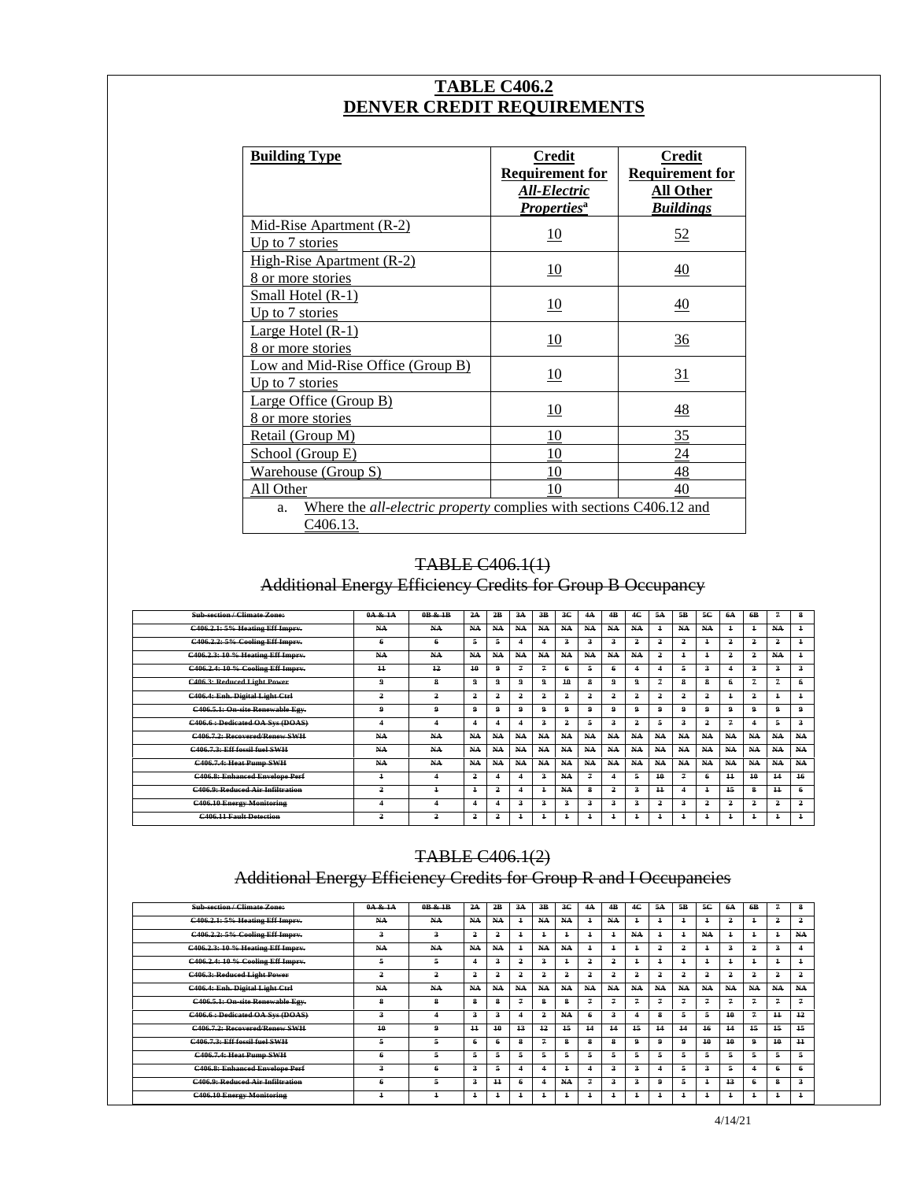# TABLE C406.2
# DENVER CREDIT REQUIREMENTS

| Building Type | Credit Requirement for *All-Electric Properties*[a] | Credit Requirement for All Other *Buildings* |
|---|---|---|
| Mid-Rise Apartment (R-2) Up to 7 stories | 10 | 52 |
| High-Rise Apartment (R-2) 8 or more stories | 10 | 40 |
| Small Hotel (R-1) Up to 7 stories | 10 | 40 |
| Large Hotel (R-1) 8 or more stories | 10 | 36 |
| Low and Mid-Rise Office (Group B) Up to 7 stories | 10 | 31 |
| Large Office (Group B) 8 or more stories | 10 | 48 |
| Retail (Group M) | 10 | 35 |
| School (Group E) | 10 | 24 |
| Warehouse (Group S) | 10 | 48 |
| All Other | 10 | 40 |

a. Where the *all-electric property* complies with sections C406.12 and C406.13.

## ~~TABLE C406.1(1)~~
## ~~Additional Energy Efficiency Credits for Group B Occupancy~~

| Sub-section / Climate Zone: | 0A & 1A | 0B & 1B | 2A | 2B | 3A | 3B | 3C | 4A | 4B | 4C | 5A | 5B | 5C | 6A | 6B | 7 | 8 |
|---|---|---|---|---|---|---|---|---|---|---|---|---|---|---|---|---|---|
| ~~C406.2.1: 5% Heating Eff Imprv.~~ | NA | NA | NA | NA | NA | NA | NA | NA | NA | NA | 1 | NA | NA | 1 | 1 | NA | 1 |
| ~~C406.2.2: 5% Cooling Eff Imprv.~~ | 6 | 6 | 5 | 5 | 4 | 4 | 3 | 3 | 3 | 2 | 2 | 2 | 1 | 2 | 2 | 2 | 1 |
| ~~C406.2.3: 10 % Heating Eff Imprv.~~ | NA | NA | NA | NA | NA | NA | NA | NA | NA | NA | 2 | 1 | 1 | 2 | 2 | NA | 1 |
| ~~C406.2.4: 10 % Cooling Eff Imprv.~~ | 11 | 12 | 10 | 9 | 7 | 7 | 6 | 5 | 6 | 4 | 4 | 5 | 3 | 4 | 3 | 3 | 3 |
| ~~C406.3: Reduced Light Power~~ | 9 | 8 | 9 | 9 | 9 | 9 | 10 | 8 | 9 | 9 | 7 | 8 | 8 | 6 | 7 | 7 | 6 |
| ~~C406.4: Enh. Digital Light Ctrl~~ | 2 | 2 | 2 | 2 | 2 | 2 | 2 | 2 | 2 | 2 | 2 | 2 | 2 | 1 | 2 | 1 | 1 |
| ~~C406.5.1: On-site Renewable Egy.~~ | 9 | 9 | 9 | 9 | 9 | 9 | 9 | 9 | 9 | 9 | 9 | 9 | 9 | 9 | 9 | 9 | 9 |
| ~~C406.6 : Dedicated OA Sys (DOAS)~~ | 4 | 4 | 4 | 4 | 4 | 3 | 2 | 5 | 3 | 2 | 5 | 3 | 2 | 7 | 4 | 5 | 3 |
| ~~C406.7.2: Recovered/Renew SWH~~ | NA | NA | NA | NA | NA | NA | NA | NA | NA | NA | NA | NA | NA | NA | NA | NA | NA |
| ~~C406.7.3: Eff fossil fuel SWH~~ | NA | NA | NA | NA | NA | NA | NA | NA | NA | NA | NA | NA | NA | NA | NA | NA | NA |
| ~~C406.7.4: Heat Pump SWH~~ | NA | NA | NA | NA | NA | NA | NA | NA | NA | NA | NA | NA | NA | NA | NA | NA | NA |
| ~~C406.8: Enhanced Envelope Perf~~ | 1 | 4 | 2 | 4 | 4 | 3 | NA | 7 | 4 | 5 | 10 | 7 | 6 | 11 | 10 | 14 | 16 |
| ~~C406.9: Reduced Air Infiltration~~ | 2 | 1 | 1 | 2 | 4 | 1 | NA | 8 | 2 | 3 | 11 | 4 | 1 | 15 | 8 | 11 | 6 |
| ~~C406.10 Energy Monitoring~~ | 4 | 4 | 4 | 4 | 3 | 3 | 3 | 3 | 3 | 3 | 2 | 3 | 2 | 2 | 2 | 2 | 2 |
| ~~C406.11 Fault Detection~~ | 2 | 2 | 2 | 2 | 1 | 1 | 1 | 1 | 1 | 1 | 1 | 1 | 1 | 1 | 1 | 1 | 1 |

## ~~TABLE C406.1(2)~~
## ~~Additional Energy Efficiency Credits for Group R and I Occupancies~~

| Sub-section / Climate Zone: | 0A & 1A | 0B & 1B | 2A | 2B | 3A | 3B | 3C | 4A | 4B | 4C | 5A | 5B | 5C | 6A | 6B | 7 | 8 |
|---|---|---|---|---|---|---|---|---|---|---|---|---|---|---|---|---|---|
| ~~C406.2.1: 5% Heating Eff Imprv.~~ | NA | NA | NA | NA | 1 | NA | NA | 1 | NA | 1 | 1 | 1 | 1 | 2 | 1 | 2 | 2 |
| ~~C406.2.2: 5% Cooling Eff Imprv.~~ | 3 | 3 | 2 | 2 | 1 | 1 | 1 | 1 | 1 | NA | 1 | 1 | NA | 1 | 1 | 1 | NA |
| ~~C406.2.3: 10 % Heating Eff Imprv.~~ | NA | NA | NA | NA | 1 | NA | NA | 1 | 1 | 1 | 2 | 2 | 1 | 3 | 2 | 3 | 4 |
| ~~C406.2.4: 10 % Cooling Eff Imprv.~~ | 5 | 5 | 4 | 3 | 2 | 3 | 1 | 2 | 2 | 1 | 1 | 1 | 1 | 1 | 1 | 1 | 1 |
| ~~C406.3: Reduced Light Power~~ | 2 | 2 | 2 | 2 | 2 | 2 | 2 | 2 | 2 | 2 | 2 | 2 | 2 | 2 | 2 | 2 | 2 |
| ~~C406.4: Enh. Digital Light Ctrl~~ | NA | NA | NA | NA | NA | NA | NA | NA | NA | NA | NA | NA | NA | NA | NA | NA | NA |
| ~~C406.5.1: On-site Renewable Egy.~~ | 8 | 8 | 8 | 8 | 7 | 8 | 8 | 7 | 7 | 7 | 7 | 7 | 7 | 7 | 7 | 7 | 7 |
| ~~C406.6 : Dedicated OA Sys (DOAS)~~ | 3 | 4 | 3 | 3 | 4 | 2 | NA | 6 | 3 | 4 | 8 | 5 | 5 | 10 | 7 | 11 | 12 |
| ~~C406.7.2: Recovered/Renew SWH~~ | 10 | 9 | 11 | 10 | 13 | 12 | 15 | 14 | 14 | 15 | 14 | 14 | 16 | 14 | 15 | 15 | 15 |
| ~~C406.7.3: Eff fossil fuel SWH~~ | 5 | 5 | 6 | 6 | 8 | 7 | 8 | 8 | 8 | 9 | 9 | 9 | 10 | 10 | 9 | 10 | 11 |
| ~~C406.7.4: Heat Pump SWH~~ | 6 | 5 | 5 | 5 | 5 | 5 | 5 | 5 | 5 | 5 | 5 | 5 | 5 | 5 | 5 | 5 | 5 |
| ~~C406.8: Enhanced Envelope Perf~~ | 3 | 6 | 3 | 5 | 4 | 4 | 1 | 4 | 3 | 3 | 4 | 5 | 3 | 5 | 4 | 6 | 6 |
| ~~C406.9: Reduced Air Infiltration~~ | 6 | 5 | 3 | 11 | 6 | 4 | NA | 7 | 3 | 3 | 9 | 5 | 1 | 13 | 6 | 8 | 3 |
| ~~C406.10 Energy Monitoring~~ | 1 | 1 | 1 | 1 | 1 | 1 | 1 | 1 | 1 | 1 | 1 | 1 | 1 | 1 | 1 | 1 | 1 |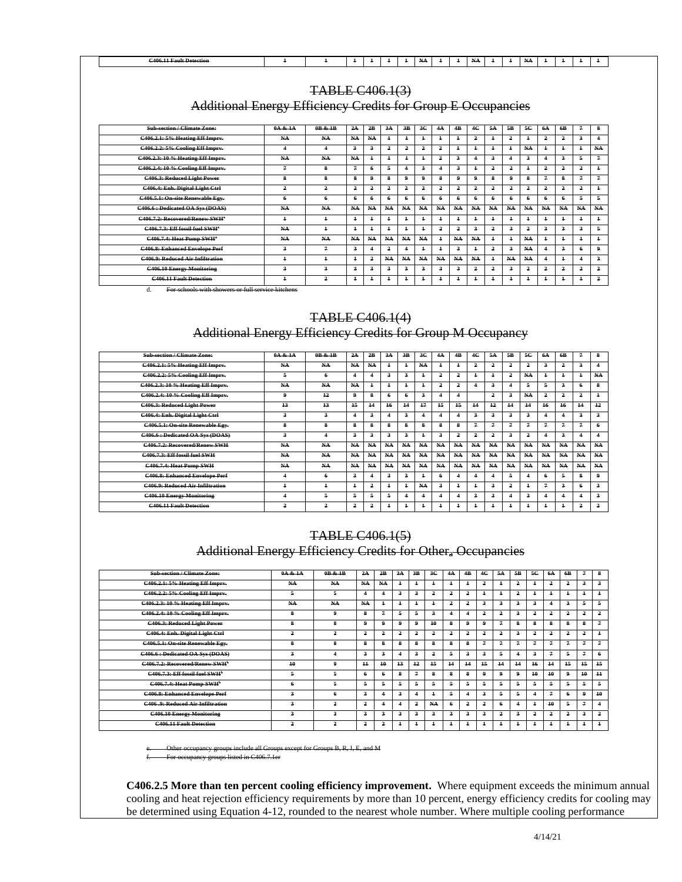| C406.11 Fault Detection | 1 | 1 | 1 | 1 | 1 | 1 | NA | 1 | 1 | NA | 1 | 1 | NA | 1 | 1 | 1 | 1 |
|---|---|---|---|---|---|---|---|---|---|---|---|---|---|---|---|---|---|

## TABLE C406.1(3)
## Additional Energy Efficiency Credits for Group E Occupancies

| Sub-section / Climate Zone: | 0A & 1A | 0B & 1B | 2A | 2B | 3A | 3B | 3C | 4A | 4B | 4C | 5A | 5B | 5C | 6A | 6B | 7 | 8 |
|---|---|---|---|---|---|---|---|---|---|---|---|---|---|---|---|---|---|
| C406.2.1: 5% Heating Eff Imprv. | NA | NA | NA | NA | 1 | 1 | 1 | 1 | 1 | 2 | 1 | 2 | 1 | 2 | 2 | 3 | 4 |
| C406.2.2: 5% Cooling Eff Imprv. | 4 | 4 | 3 | 3 | 2 | 2 | 2 | 2 | 1 | 1 | 1 | 1 | NA | 1 | 1 | 1 | NA |
| C406.2.3: 10 % Heating Eff Imprv. | NA | NA | NA | 1 | 1 | 1 | 1 | 2 | 3 | 4 | 3 | 4 | 3 | 4 | 3 | 5 | 7 |
| C406.2.4: 10 % Cooling Eff Imprv. | 7 | 8 | 7 | 6 | 5 | 4 | 3 | 4 | 3 | 1 | 2 | 2 | 1 | 2 | 2 | 2 | 1 |
| C406.3: Reduced Light Power | 8 | 8 | 8 | 9 | 8 | 9 | 9 | 8 | 9 | 9 | 8 | 9 | 8 | 7 | 8 | 7 | 7 |
| C406.4: Enh. Digital Light Ctrl | 2 | 2 | 2 | 2 | 2 | 2 | 2 | 2 | 2 | 2 | 2 | 2 | 2 | 2 | 2 | 2 | 1 |
| C406.5.1: On-site Renewable Egy. | 6 | 6 | 6 | 6 | 6 | 6 | 6 | 6 | 6 | 6 | 6 | 6 | 6 | 6 | 6 | 5 | 5 |
| C406.6 : Dedicated OA Sys (DOAS) | NA | NA | NA | NA | NA | NA | NA | NA | NA | NA | NA | NA | NA | NA | NA | NA | NA |
| C406.7.2: Recovered/Renew SWH[d] | 1 | 1 | 1 | 1 | 1 | 1 | 1 | 1 | 1 | 1 | 1 | 1 | 1 | 1 | 1 | 1 | 1 |
| C406.7.3: Eff fossil fuel SWH[d] | NA | 1 | 1 | 1 | 1 | 1 | 1 | 2 | 2 | 3 | 2 | 3 | 2 | 3 | 3 | 3 | 5 |
| C406.7.4: Heat Pump SWH[d] | NA | NA | NA | NA | NA | NA | NA | 1 | NA | NA | 1 | 1 | NA | 1 | 1 | 1 | 1 |
| C406.8: Enhanced Envelope Perf | 3 | 7 | 3 | 4 | 2 | 4 | 1 | 1 | 3 | 1 | 2 | 3 | NA | 4 | 3 | 6 | 9 |
| C406.9: Reduced Air Infiltration | 1 | 1 | 1 | 2 | NA | NA | NA | NA | NA | NA | 1 | NA | NA | 4 | 1 | 4 | 3 |
| C406.10 Energy Monitoring | 3 | 3 | 3 | 3 | 3 | 3 | 3 | 3 | 3 | 2 | 2 | 3 | 2 | 2 | 2 | 2 | 2 |
| C406.11 Fault Detection | 1 | 2 | 1 | 1 | 1 | 1 | 1 | 1 | 1 | 1 | 1 | 1 | 1 | 1 | 1 | 1 | 2 |

d. For schools with showers or full service kitchens

## TABLE C406.1(4)
## Additional Energy Efficiency Credits for Group M Occupancy

| Sub-section / Climate Zone: | 0A & 1A | 0B & 1B | 2A | 2B | 3A | 3B | 3C | 4A | 4B | 4C | 5A | 5B | 5C | 6A | 6B | 7 | 8 |
|---|---|---|---|---|---|---|---|---|---|---|---|---|---|---|---|---|---|
| C406.2.1: 5% Heating Eff Imprv. | NA | NA | NA | NA | 1 | 1 | NA | 1 | 1 | 2 | 2 | 2 | 2 | 3 | 2 | 3 | 4 |
| C406.2.2: 5% Cooling Eff Imprv. | 5 | 6 | 4 | 4 | 3 | 3 | 1 | 2 | 2 | 1 | 1 | 2 | NA | 1 | 1 | 1 | NA |
| C406.2.3: 10 % Heating Eff Imprv. | NA | NA | NA | 1 | 1 | 1 | 1 | 2 | 2 | 4 | 3 | 4 | 5 | 5 | 3 | 6 | 8 |
| C406.2.4: 10 % Cooling Eff Imprv. | 9 | 12 | 9 | 8 | 6 | 6 | 3 | 4 | 4 | | 2 | 3 | NA | 2 | 2 | 2 | 1 |
| C406.3: Reduced Light Power | 13 | 13 | 15 | 14 | 16 | 14 | 17 | 15 | 15 | 14 | 12 | 14 | 14 | 16 | 16 | 14 | 12 |
| C406.4: Enh. Digital Light Ctrl | 3 | 3 | 4 | 3 | 4 | 4 | 4 | 4 | 4 | 3 | 3 | 3 | 3 | 4 | 4 | 3 | 3 |
| C406.5.1: On-site Renewable Egy. | 8 | 8 | 8 | 8 | 8 | 8 | 8 | 8 | 8 | 7 | 7 | 7 | 7 | 7 | 7 | 7 | 6 |
| C406.6 : Dedicated OA Sys (DOAS) | 3 | 4 | 3 | 3 | 3 | 3 | 1 | 3 | 2 | 2 | 2 | 3 | 2 | 4 | 3 | 4 | 4 |
| C406.7.2: Recovered/Renew SWH | NA | NA | NA | NA | NA | NA | NA | NA | NA | NA | NA | NA | NA | NA | NA | NA | NA |
| C406.7.3: Eff fossil fuel SWH | NA | NA | NA | NA | NA | NA | NA | NA | NA | NA | NA | NA | NA | NA | NA | NA | NA |
| C406.7.4: Heat Pump SWH | NA | NA | NA | NA | NA | NA | NA | NA | NA | NA | NA | NA | NA | NA | NA | NA | NA |
| C406.8: Enhanced Envelope Perf | 4 | 6 | 3 | 4 | 3 | 3 | 1 | 6 | 4 | 4 | 4 | 5 | 4 | 6 | 5 | 8 | 9 |
| C406.9: Reduced Air Infiltration | 1 | 1 | 1 | 2 | 1 | 1 | NA | 3 | 1 | 1 | 3 | 2 | 1 | 7 | 3 | 6 | 3 |
| C406.10 Energy Monitoring | 4 | 5 | 5 | 5 | 4 | 4 | 4 | 4 | 4 | 3 | 3 | 4 | 3 | 4 | 4 | 4 | 3 |
| C406.11 Fault Detection | 2 | 2 | 2 | 2 | 1 | 1 | 1 | 1 | 1 | 1 | 1 | 1 | 1 | 1 | 1 | 2 | 2 |

## TABLE C406.1(5)
## Additional Energy Efficiency Credits for Other[e] Occupancies

| Sub-section / Climate Zone: | 0A & 1A | 0B & 1B | 2A | 2B | 3A | 3B | 3C | 4A | 4B | 4C | 5A | 5B | 5C | 6A | 6B | 7 | 8 |
|---|---|---|---|---|---|---|---|---|---|---|---|---|---|---|---|---|---|
| C406.2.1: 5% Heating Eff Imprv. | NA | NA | NA | NA | 1 | 1 | 1 | 1 | 1 | 2 | 1 | 2 | 1 | 2 | 2 | 3 | 3 |
| C406.2.2: 5% Cooling Eff Imprv. | 5 | 5 | 4 | 4 | 3 | 3 | 2 | 2 | 2 | 1 | 1 | 2 | 1 | 1 | 1 | 1 | 1 |
| C406.2.3: 10 % Heating Eff Imprv. | NA | NA | NA | 1 | 1 | 1 | 1 | 2 | 2 | 3 | 3 | 3 | 3 | 4 | 3 | 5 | 5 |
| C406.2.4: 10 % Cooling Eff Imprv. | 8 | 9 | 8 | 7 | 5 | 5 | 3 | 4 | 4 | 2 | 2 | 3 | 2 | 2 | 2 | 2 | 2 |
| C406.3: Reduced Light Power | 8 | 8 | 9 | 9 | 9 | 9 | 10 | 8 | 9 | 9 | 7 | 8 | 8 | 8 | 8 | 8 | 7 |
| C406.4: Enh. Digital Light Ctrl | 2 | 2 | 2 | 2 | 2 | 2 | 2 | 2 | 2 | 2 | 2 | 3 | 2 | 2 | 2 | 2 | 1 |
| C406.5.1: On-site Renewable Egy. | 8 | 8 | 8 | 8 | 8 | 8 | 8 | 8 | 8 | 7 | 7 | 7 | 7 | 7 | 7 | 7 | 7 |
| C406.6 : Dedicated OA Sys (DOAS) | 3 | 4 | 3 | 3 | 4 | 3 | 2 | 5 | 3 | 3 | 5 | 4 | 3 | 7 | 5 | 7 | 6 |
| C406.7.2: Recovered/Renew SWH[f] | 10 | 9 | 11 | 10 | 13 | 12 | 15 | 14 | 14 | 15 | 14 | 14 | 16 | 14 | 15 | 15 | 15 |
| C406.7.3: Eff fossil fuel SWH[f] | 5 | 5 | 6 | 6 | 8 | 7 | 8 | 8 | 8 | 9 | 9 | 9 | 10 | 10 | 9 | 10 | 11 |
| C406.7.4: Heat Pump SWH[f] | 6 | 5 | 5 | 5 | 5 | 5 | 5 | 5 | 5 | 5 | 5 | 5 | 5 | 5 | 5 | 5 | 5 |
| C406.8: Enhanced Envelope Perf | 3 | 6 | 3 | 4 | 3 | 4 | 1 | 5 | 4 | 3 | 5 | 5 | 4 | 7 | 6 | 9 | 10 |
| C406 .9: Reduced Air Infiltration | 3 | 2 | 2 | 4 | 4 | 2 | NA | 6 | 2 | 2 | 6 | 4 | 1 | 10 | 5 | 7 | 4 |
| C406.10 Energy Monitoring | 3 | 3 | 3 | 3 | 3 | 3 | 3 | 3 | 3 | 3 | 2 | 3 | 2 | 2 | 2 | 3 | 2 |
| C406.11 Fault Detection | 2 | 2 | 2 | 2 | 1 | 1 | 1 | 1 | 1 | 1 | 1 | 1 | 1 | 1 | 1 | 1 | 1 |

e. Other occupancy groups include all Groups except for Groups B, R, I, E, and M

f. For occupancy groups listed in C406.7.1er

**C406.2.5 More than ten percent cooling efficiency improvement.** Where equipment exceeds the minimum annual cooling and heat rejection efficiency requirements by more than 10 percent, energy efficiency credits for cooling may be determined using Equation 4-12, rounded to the nearest whole number. Where multiple cooling performance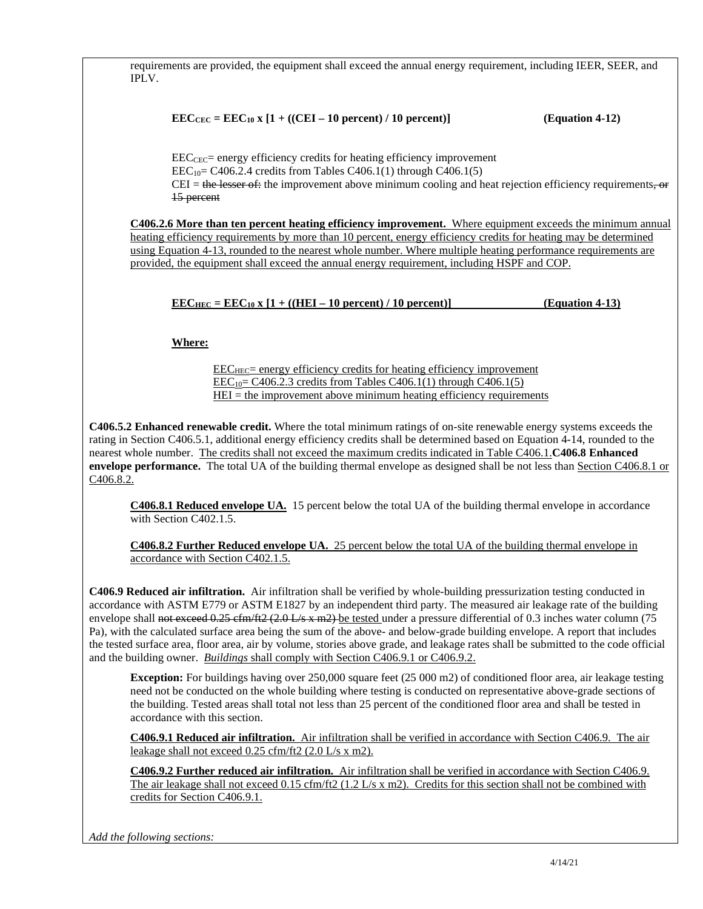requirements are provided, the equipment shall exceed the annual energy requirement, including IEER, SEER, and IPLV.

$$EEC_{CEC} = EEC_{10} \times [1 + ((CEI - 10 \text{ percent}) / 10 \text{ percent})] \qquad \textbf{(Equation 4-12)}$$

$EEC_{CEC}$= energy efficiency credits for heating efficiency improvement
$EEC_{10}$= C406.2.4 credits from Tables C406.1(1) through C406.1(5)
CEI = ~~the lesser of:~~ the improvement above minimum cooling and heat rejection efficiency requirements~~, or 15 percent~~

<u>**C406.2.6 More than ten percent heating efficiency improvement.** Where equipment exceeds the minimum annual heating efficiency requirements by more than 10 percent, energy efficiency credits for heating may be determined using Equation 4-13, rounded to the nearest whole number. Where multiple heating performance requirements are provided, the equipment shall exceed the annual energy requirement, including HSPF and COP.</u>

$$EEC_{HEC} = EEC_{10} \times [1 + ((HEI - 10 \text{ percent}) / 10 \text{ percent})] \qquad \textbf{(Equation 4-13)}$$

<u>**Where:**</u>

<u>$EEC_{HEC}$= energy efficiency credits for heating efficiency improvement</u>
<u>$EEC_{10}$= C406.2.3 credits from Tables C406.1(1) through C406.1(5)</u>
<u>HEI = the improvement above minimum heating efficiency requirements</u>

**C406.5.2 Enhanced renewable credit.** Where the total minimum ratings of on-site renewable energy systems exceeds the rating in Section C406.5.1, additional energy efficiency credits shall be determined based on Equation 4-14, rounded to the nearest whole number. <u>The credits shall not exceed the maximum credits indicated in Table C406.1.</u>**C406.8 Enhanced envelope performance.** The total UA of the building thermal envelope as designed shall be not less than <u>Section C406.8.1 or C406.8.2.</u>

<u>**C406.8.1 Reduced envelope UA.**</u> 15 percent below the total UA of the building thermal envelope in accordance with Section C402.1.5.

<u>**C406.8.2 Further Reduced envelope UA.** 25 percent below the total UA of the building thermal envelope in accordance with Section C402.1.5.</u>

**C406.9 Reduced air infiltration.** Air infiltration shall be verified by whole-building pressurization testing conducted in accordance with ASTM E779 or ASTM E1827 by an independent third party. The measured air leakage rate of the building envelope shall ~~not exceed 0.25 cfm/ft2 (2.0 L/s x m2)~~ <u>be tested</u> under a pressure differential of 0.3 inches water column (75 Pa), with the calculated surface area being the sum of the above- and below-grade building envelope. A report that includes the tested surface area, floor area, air by volume, stories above grade, and leakage rates shall be submitted to the code official and the building owner. <u>*Buildings* shall comply with Section C406.9.1 or C406.9.2.</u>

**Exception:** For buildings having over 250,000 square feet (25 000 m2) of conditioned floor area, air leakage testing need not be conducted on the whole building where testing is conducted on representative above-grade sections of the building. Tested areas shall total not less than 25 percent of the conditioned floor area and shall be tested in accordance with this section.

<u>**C406.9.1 Reduced air infiltration.** Air infiltration shall be verified in accordance with Section C406.9. The air leakage shall not exceed 0.25 cfm/ft2 (2.0 L/s x m2).</u>

<u>**C406.9.2 Further reduced air infiltration.** Air infiltration shall be verified in accordance with Section C406.9. The air leakage shall not exceed 0.15 cfm/ft2 (1.2 L/s x m2). Credits for this section shall not be combined with credits for Section C406.9.1.</u>

*Add the following sections:*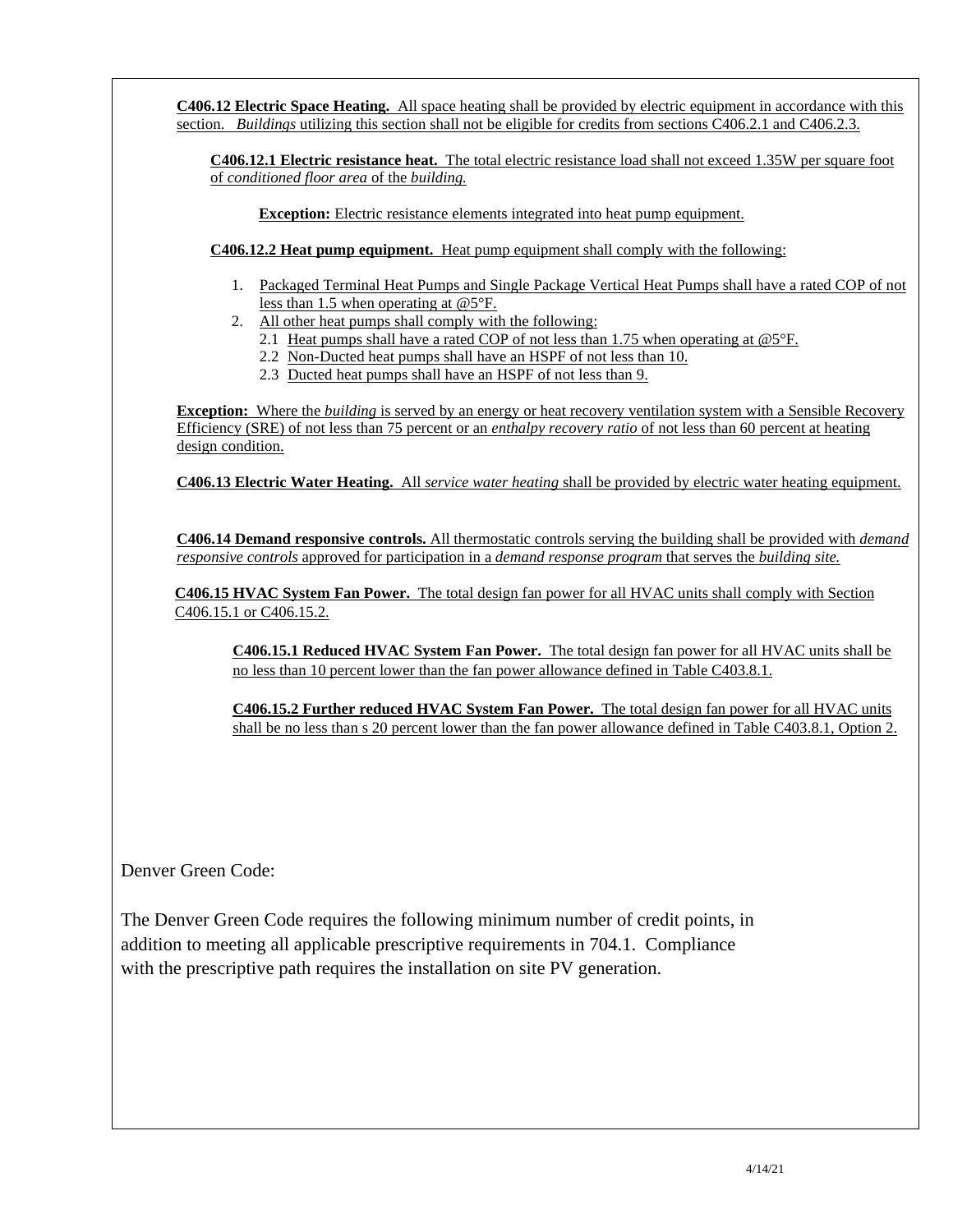**C406.12 Electric Space Heating.** All space heating shall be provided by electric equipment in accordance with this section. *Buildings* utilizing this section shall not be eligible for credits from sections C406.2.1 and C406.2.3.

**C406.12.1 Electric resistance heat.** The total electric resistance load shall not exceed 1.35W per square foot of *conditioned floor area* of the *building.*

**Exception:** Electric resistance elements integrated into heat pump equipment.

**C406.12.2 Heat pump equipment.** Heat pump equipment shall comply with the following:

1. Packaged Terminal Heat Pumps and Single Package Vertical Heat Pumps shall have a rated COP of not less than 1.5 when operating at @5°F.
2. All other heat pumps shall comply with the following:
   - 2.1 Heat pumps shall have a rated COP of not less than 1.75 when operating at @5°F.
   - 2.2 Non-Ducted heat pumps shall have an HSPF of not less than 10.
   - 2.3 Ducted heat pumps shall have an HSPF of not less than 9.

**Exception:** Where the *building* is served by an energy or heat recovery ventilation system with a Sensible Recovery Efficiency (SRE) of not less than 75 percent or an *enthalpy recovery ratio* of not less than 60 percent at heating design condition.

**C406.13 Electric Water Heating.** All *service water heating* shall be provided by electric water heating equipment.

**C406.14 Demand responsive controls.** All thermostatic controls serving the building shall be provided with *demand responsive controls* approved for participation in a *demand response program* that serves the *building site.*

**C406.15 HVAC System Fan Power.** The total design fan power for all HVAC units shall comply with Section C406.15.1 or C406.15.2.

**C406.15.1 Reduced HVAC System Fan Power.** The total design fan power for all HVAC units shall be no less than 10 percent lower than the fan power allowance defined in Table C403.8.1.

**C406.15.2 Further reduced HVAC System Fan Power.** The total design fan power for all HVAC units shall be no less than s 20 percent lower than the fan power allowance defined in Table C403.8.1, Option 2.

Denver Green Code:

The Denver Green Code requires the following minimum number of credit points, in addition to meeting all applicable prescriptive requirements in 704.1. Compliance with the prescriptive path requires the installation on site PV generation.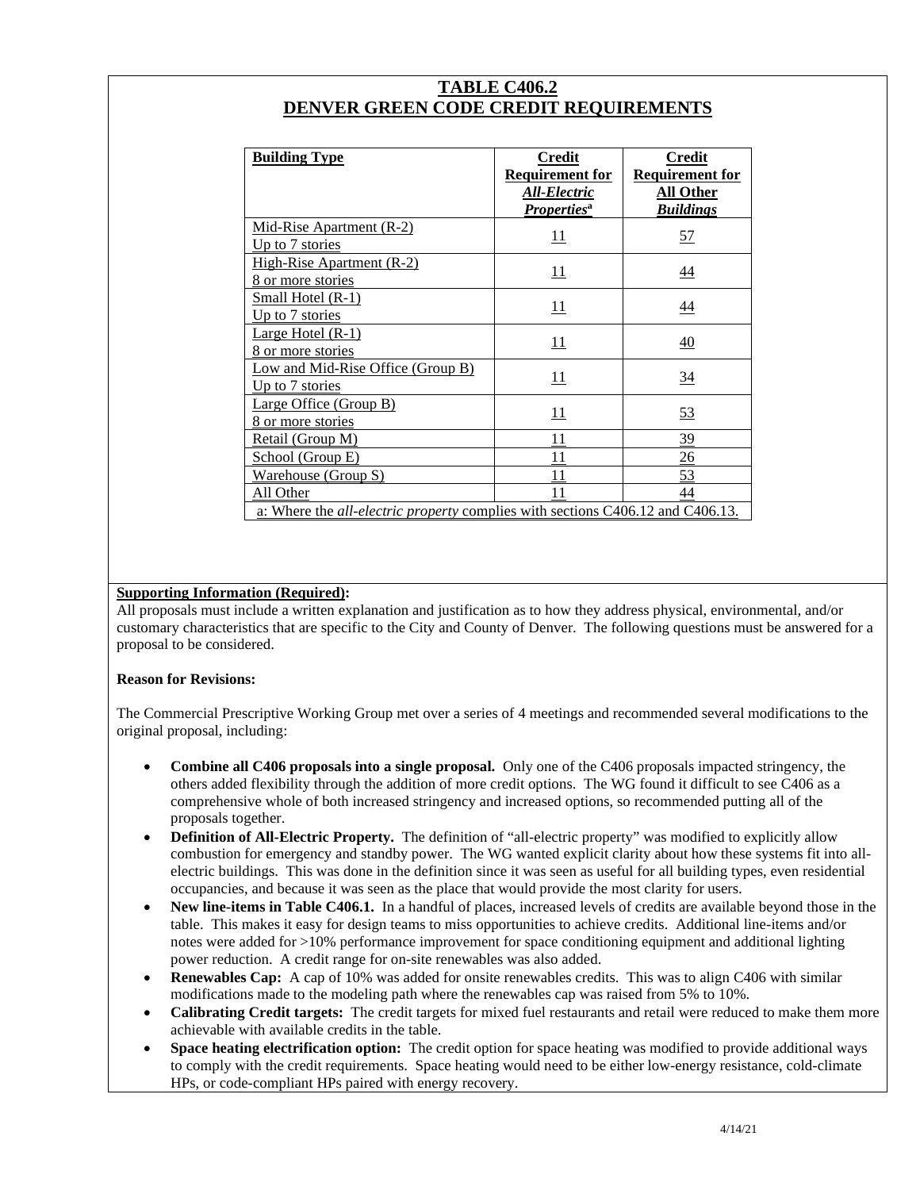## TABLE C406.2
## DENVER GREEN CODE CREDIT REQUIREMENTS

| Building Type | Credit Requirement for *All-Electric Properties*[a] | Credit Requirement for All Other *Buildings* |
|---|---|---|
| Mid-Rise Apartment (R-2) Up to 7 stories | 11 | 57 |
| High-Rise Apartment (R-2) 8 or more stories | 11 | 44 |
| Small Hotel (R-1) Up to 7 stories | 11 | 44 |
| Large Hotel (R-1) 8 or more stories | 11 | 40 |
| Low and Mid-Rise Office (Group B) Up to 7 stories | 11 | 34 |
| Large Office (Group B) 8 or more stories | 11 | 53 |
| Retail (Group M) | 11 | 39 |
| School (Group E) | 11 | 26 |
| Warehouse (Group S) | 11 | 53 |
| All Other | 11 | 44 |
| a: Where the *all-electric property* complies with sections C406.12 and C406.13. | | |

**Supporting Information (Required):**
All proposals must include a written explanation and justification as to how they address physical, environmental, and/or customary characteristics that are specific to the City and County of Denver. The following questions must be answered for a proposal to be considered.

**Reason for Revisions:**

The Commercial Prescriptive Working Group met over a series of 4 meetings and recommended several modifications to the original proposal, including:

- **Combine all C406 proposals into a single proposal.** Only one of the C406 proposals impacted stringency, the others added flexibility through the addition of more credit options. The WG found it difficult to see C406 as a comprehensive whole of both increased stringency and increased options, so recommended putting all of the proposals together.
- **Definition of All-Electric Property.** The definition of "all-electric property" was modified to explicitly allow combustion for emergency and standby power. The WG wanted explicit clarity about how these systems fit into all-electric buildings. This was done in the definition since it was seen as useful for all building types, even residential occupancies, and because it was seen as the place that would provide the most clarity for users.
- **New line-items in Table C406.1.** In a handful of places, increased levels of credits are available beyond those in the table. This makes it easy for design teams to miss opportunities to achieve credits. Additional line-items and/or notes were added for >10% performance improvement for space conditioning equipment and additional lighting power reduction. A credit range for on-site renewables was also added.
- **Renewables Cap:** A cap of 10% was added for onsite renewables credits. This was to align C406 with similar modifications made to the modeling path where the renewables cap was raised from 5% to 10%.
- **Calibrating Credit targets:** The credit targets for mixed fuel restaurants and retail were reduced to make them more achievable with available credits in the table.
- **Space heating electrification option:** The credit option for space heating was modified to provide additional ways to comply with the credit requirements. Space heating would need to be either low-energy resistance, cold-climate HPs, or code-compliant HPs paired with energy recovery.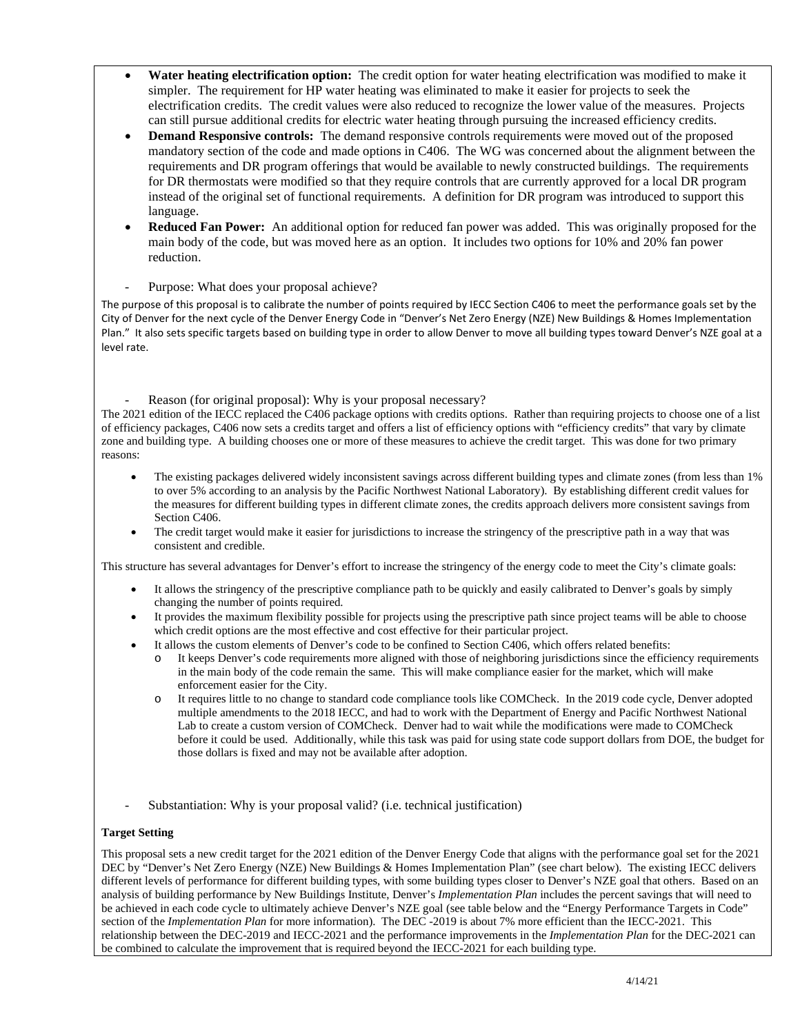- **Water heating electrification option:** The credit option for water heating electrification was modified to make it simpler. The requirement for HP water heating was eliminated to make it easier for projects to seek the electrification credits. The credit values were also reduced to recognize the lower value of the measures. Projects can still pursue additional credits for electric water heating through pursuing the increased efficiency credits.
- **Demand Responsive controls:** The demand responsive controls requirements were moved out of the proposed mandatory section of the code and made options in C406. The WG was concerned about the alignment between the requirements and DR program offerings that would be available to newly constructed buildings. The requirements for DR thermostats were modified so that they require controls that are currently approved for a local DR program instead of the original set of functional requirements. A definition for DR program was introduced to support this language.
- **Reduced Fan Power:** An additional option for reduced fan power was added. This was originally proposed for the main body of the code, but was moved here as an option. It includes two options for 10% and 20% fan power reduction.

- Purpose: What does your proposal achieve?

The purpose of this proposal is to calibrate the number of points required by IECC Section C406 to meet the performance goals set by the City of Denver for the next cycle of the Denver Energy Code in "Denver's Net Zero Energy (NZE) New Buildings & Homes Implementation Plan." It also sets specific targets based on building type in order to allow Denver to move all building types toward Denver's NZE goal at a level rate.

- Reason (for original proposal): Why is your proposal necessary?

The 2021 edition of the IECC replaced the C406 package options with credits options. Rather than requiring projects to choose one of a list of efficiency packages, C406 now sets a credits target and offers a list of efficiency options with "efficiency credits" that vary by climate zone and building type. A building chooses one or more of these measures to achieve the credit target. This was done for two primary reasons:

- The existing packages delivered widely inconsistent savings across different building types and climate zones (from less than 1% to over 5% according to an analysis by the Pacific Northwest National Laboratory). By establishing different credit values for the measures for different building types in different climate zones, the credits approach delivers more consistent savings from Section C406.
- The credit target would make it easier for jurisdictions to increase the stringency of the prescriptive path in a way that was consistent and credible.

This structure has several advantages for Denver's effort to increase the stringency of the energy code to meet the City's climate goals:

- It allows the stringency of the prescriptive compliance path to be quickly and easily calibrated to Denver's goals by simply changing the number of points required.
- It provides the maximum flexibility possible for projects using the prescriptive path since project teams will be able to choose which credit options are the most effective and cost effective for their particular project.
- It allows the custom elements of Denver's code to be confined to Section C406, which offers related benefits:
  - It keeps Denver's code requirements more aligned with those of neighboring jurisdictions since the efficiency requirements in the main body of the code remain the same. This will make compliance easier for the market, which will make enforcement easier for the City.
  - It requires little to no change to standard code compliance tools like COMCheck. In the 2019 code cycle, Denver adopted multiple amendments to the 2018 IECC, and had to work with the Department of Energy and Pacific Northwest National Lab to create a custom version of COMCheck. Denver had to wait while the modifications were made to COMCheck before it could be used. Additionally, while this task was paid for using state code support dollars from DOE, the budget for those dollars is fixed and may not be available after adoption.

- Substantiation: Why is your proposal valid? (i.e. technical justification)

**Target Setting**

This proposal sets a new credit target for the 2021 edition of the Denver Energy Code that aligns with the performance goal set for the 2021 DEC by "Denver's Net Zero Energy (NZE) New Buildings & Homes Implementation Plan" (see chart below). The existing IECC delivers different levels of performance for different building types, with some building types closer to Denver's NZE goal that others. Based on an analysis of building performance by New Buildings Institute, Denver's *Implementation Plan* includes the percent savings that will need to be achieved in each code cycle to ultimately achieve Denver's NZE goal (see table below and the "Energy Performance Targets in Code" section of the *Implementation Plan* for more information). The DEC -2019 is about 7% more efficient than the IECC-2021. This relationship between the DEC-2019 and IECC-2021 and the performance improvements in the *Implementation Plan* for the DEC-2021 can be combined to calculate the improvement that is required beyond the IECC-2021 for each building type.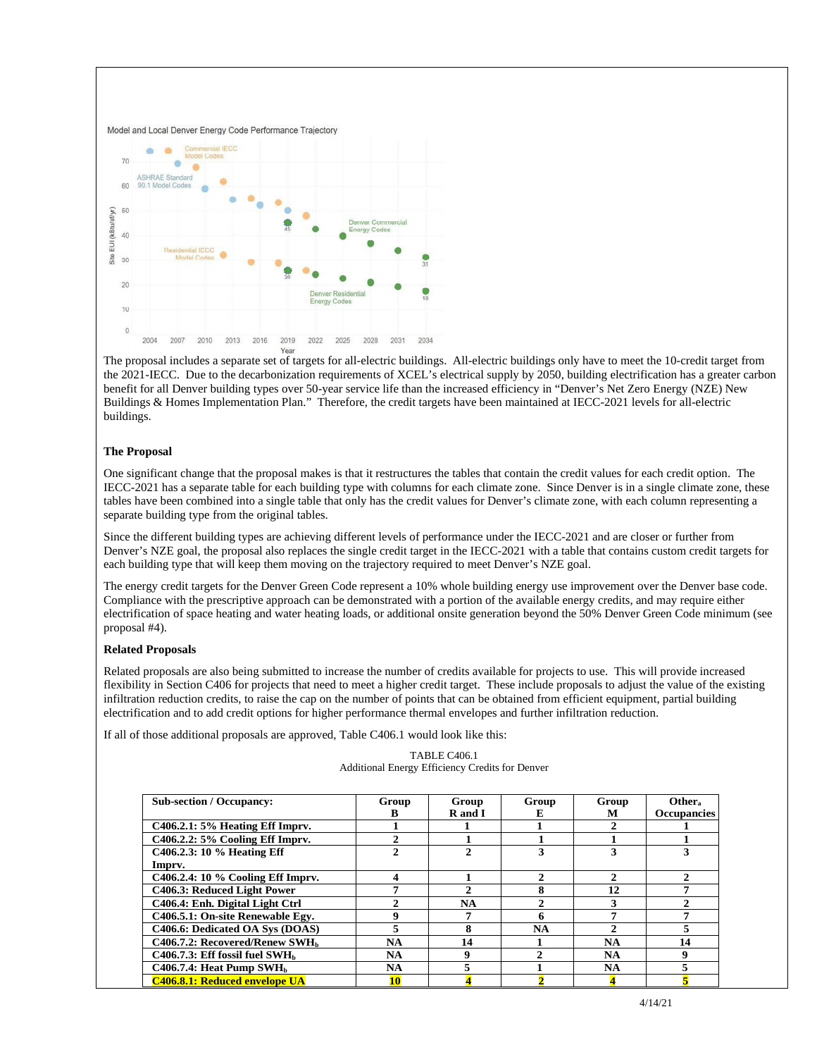Model and Local Denver Energy Code Performance Trajectory

The proposal includes a separate set of targets for all-electric buildings. All-electric buildings only have to meet the 10-credit target from the 2021-IECC. Due to the decarbonization requirements of XCEL's electrical supply by 2050, building electrification has a greater carbon benefit for all Denver building types over 50-year service life than the increased efficiency in "Denver's Net Zero Energy (NZE) New Buildings & Homes Implementation Plan." Therefore, the credit targets have been maintained at IECC-2021 levels for all-electric buildings.

**The Proposal**

One significant change that the proposal makes is that it restructures the tables that contain the credit values for each credit option. The IECC-2021 has a separate table for each building type with columns for each climate zone. Since Denver is in a single climate zone, these tables have been combined into a single table that only has the credit values for Denver's climate zone, with each column representing a separate building type from the original tables.

Since the different building types are achieving different levels of performance under the IECC-2021 and are closer or further from Denver's NZE goal, the proposal also replaces the single credit target in the IECC-2021 with a table that contains custom credit targets for each building type that will keep them moving on the trajectory required to meet Denver's NZE goal.

The energy credit targets for the Denver Green Code represent a 10% whole building energy use improvement over the Denver base code. Compliance with the prescriptive approach can be demonstrated with a portion of the available energy credits, and may require either electrification of space heating and water heating loads, or additional onsite generation beyond the 50% Denver Green Code minimum (see proposal #4).

**Related Proposals**

Related proposals are also being submitted to increase the number of credits available for projects to use. This will provide increased flexibility in Section C406 for projects that need to meet a higher credit target. These include proposals to adjust the value of the existing infiltration reduction credits, to raise the cap on the number of points that can be obtained from efficient equipment, partial building electrification and to add credit options for higher performance thermal envelopes and further infiltration reduction.

If all of those additional proposals are approved, Table C406.1 would look like this:

TABLE C406.1
Additional Energy Efficiency Credits for Denver

| Sub-section / Occupancy: | Group B | Group R and I | Group E | Group M | Other[a] Occupancies |
|---|---|---|---|---|---|
| C406.2.1: 5% Heating Eff Imprv. | 1 | 1 | 1 | 2 | 1 |
| C406.2.2: 5% Cooling Eff Imprv. | 2 | 1 | 1 | 1 | 1 |
| C406.2.3: 10 % Heating Eff Imprv. | 2 | 2 | 3 | 3 | 3 |
| C406.2.4: 10 % Cooling Eff Imprv. | 4 | 1 | 2 | 2 | 2 |
| C406.3: Reduced Light Power | 7 | 2 | 8 | 12 | 7 |
| C406.4: Enh. Digital Light Ctrl | 2 | NA | 2 | 3 | 2 |
| C406.5.1: On-site Renewable Egy. | 9 | 7 | 6 | 7 | 7 |
| C406.6: Dedicated OA Sys (DOAS) | 5 | 8 | NA | 2 | 5 |
| C406.7.2: Recovered/Renew SWH[b] | NA | 14 | 1 | NA | 14 |
| C406.7.3: Eff fossil fuel SWH[b] | NA | 9 | 2 | NA | 9 |
| C406.7.4: Heat Pump SWH[b] | NA | 5 | 1 | NA | 5 |
| C406.8.1: Reduced envelope UA | 10 | 4 | 2 | 4 | 5 |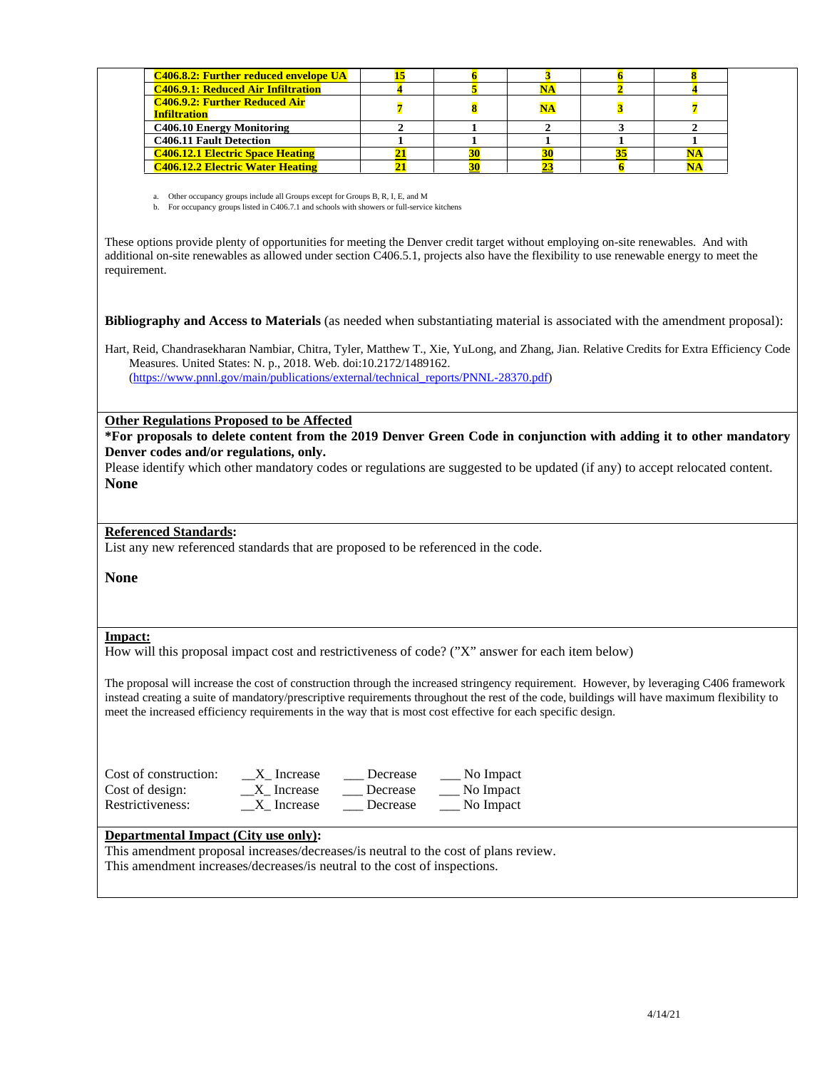| | | | | | |
|---|---|---|---|---|---|
| **C406.8.2: Further reduced envelope UA** | **15** | **6** | **3** | **6** | **8** |
| **C406.9.1: Reduced Air Infiltration** | **4** | **5** | **NA** | **2** | **4** |
| **C406.9.2: Further Reduced Air Infiltration** | **7** | **8** | **NA** | **3** | **7** |
| **C406.10 Energy Monitoring** | **2** | **1** | **2** | **3** | **2** |
| **C406.11 Fault Detection** | **1** | **1** | **1** | **1** | **1** |
| **C406.12.1 Electric Space Heating** | **21** | **30** | **30** | **35** | **NA** |
| **C406.12.2 Electric Water Heating** | **21** | **30** | **23** | **6** | **NA** |

a. Other occupancy groups include all Groups except for Groups B, R, I, E, and M
b. For occupancy groups listed in C406.7.1 and schools with showers or full-service kitchens

These options provide plenty of opportunities for meeting the Denver credit target without employing on-site renewables. And with additional on-site renewables as allowed under section C406.5.1, projects also have the flexibility to use renewable energy to meet the requirement.

**Bibliography and Access to Materials** (as needed when substantiating material is associated with the amendment proposal):

Hart, Reid, Chandrasekharan Nambiar, Chitra, Tyler, Matthew T., Xie, YuLong, and Zhang, Jian. Relative Credits for Extra Efficiency Code Measures. United States: N. p., 2018. Web. doi:10.2172/1489162. (https://www.pnnl.gov/main/publications/external/technical_reports/PNNL-28370.pdf)

**Other Regulations Proposed to be Affected**

**\*For proposals to delete content from the 2019 Denver Green Code in conjunction with adding it to other mandatory Denver codes and/or regulations, only.**

Please identify which other mandatory codes or regulations are suggested to be updated (if any) to accept relocated content.

**None**

**Referenced Standards:**

List any new referenced standards that are proposed to be referenced in the code.

**None**

**Impact:**

How will this proposal impact cost and restrictiveness of code? ("X" answer for each item below)

The proposal will increase the cost of construction through the increased stringency requirement. However, by leveraging C406 framework instead creating a suite of mandatory/prescriptive requirements throughout the rest of the code, buildings will have maximum flexibility to meet the increased efficiency requirements in the way that is most cost effective for each specific design.

Cost of construction: \_\_X\_ Increase \_\_\_ Decrease \_\_\_ No Impact
Cost of design: \_\_X\_ Increase \_\_\_ Decrease \_\_\_ No Impact
Restrictiveness: \_\_X\_ Increase \_\_\_ Decrease \_\_\_ No Impact

**Departmental Impact (City use only):**

This amendment proposal increases/decreases/is neutral to the cost of plans review.
This amendment increases/decreases/is neutral to the cost of inspections.

4/14/21